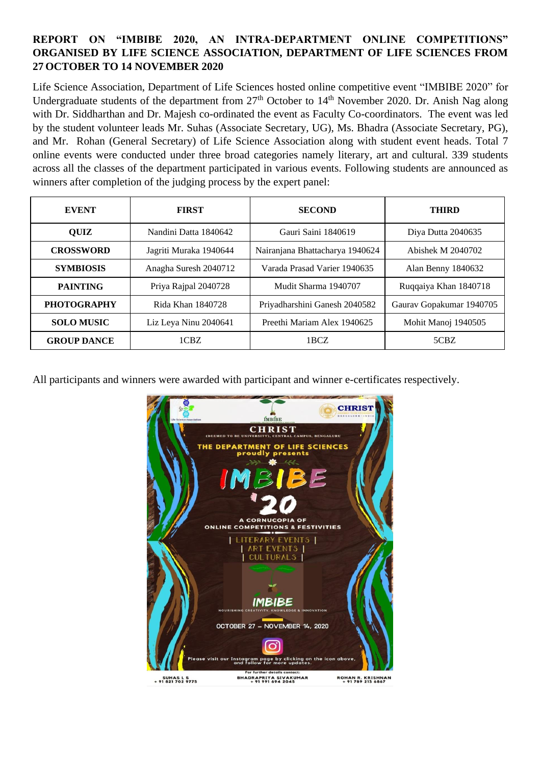**REPORT ON "IMBIBE 2020, AN INTRA-DEPARTMENT ONLINE COMPETITIONS" ORGANISED BY LIFE SCIENCE ASSOCIATION, DEPARTMENT OF LIFE SCIENCES FROM 27 OCTOBER TO 14 NOVEMBER 2020**

Life Science Association, Department of Life Sciences hosted online competitive event "IMBIBE 2020" for Undergraduate students of the department from 27th October to 14th November 2020. Dr. Anish Nag along with Dr. Siddharthan and Dr. Majesh co-ordinated the event as Faculty Co-coordinators. The event was led by the student volunteer leads Mr. Suhas (Associate Secretary, UG), Ms. Bhadra (Associate Secretary, PG), and Mr. Rohan (General Secretary) of Life Science Association along with student event heads. Total 7 online events were conducted under three broad categories namely literary, art and cultural. 339 students across all the classes of the department participated in various events. Following students are announced as winners after completion of the judging process by the expert panel:

| EVENT | FIRST | SECOND | THIRD |
|---|---|---|---|
| **QUIZ** | Nandini Datta 1840642 | Gauri Saini 1840619 | Diya Dutta 2040635 |
| **CROSSWORD** | Jagriti Muraka 1940644 | Nairanjana Bhattacharya 1940624 | Abishek M 2040702 |
| **SYMBIOSIS** | Anagha Suresh 2040712 | Varada Prasad Varier 1940635 | Alan Benny 1840632 |
| **PAINTING** | Priya Rajpal 2040728 | Mudit Sharma 1940707 | Ruqqaiya Khan 1840718 |
| **PHOTOGRAPHY** | Rida Khan 1840728 | Priyadharshini Ganesh 2040582 | Gaurav Gopakumar 1940705 |
| **SOLO MUSIC** | Liz Leya Ninu 2040641 | Preethi Mariam Alex 1940625 | Mohit Manoj 1940505 |
| **GROUP DANCE** | 1CBZ | 1BCZ | 5CBZ |

All participants and winners were awarded with participant and winner e-certificates respectively.